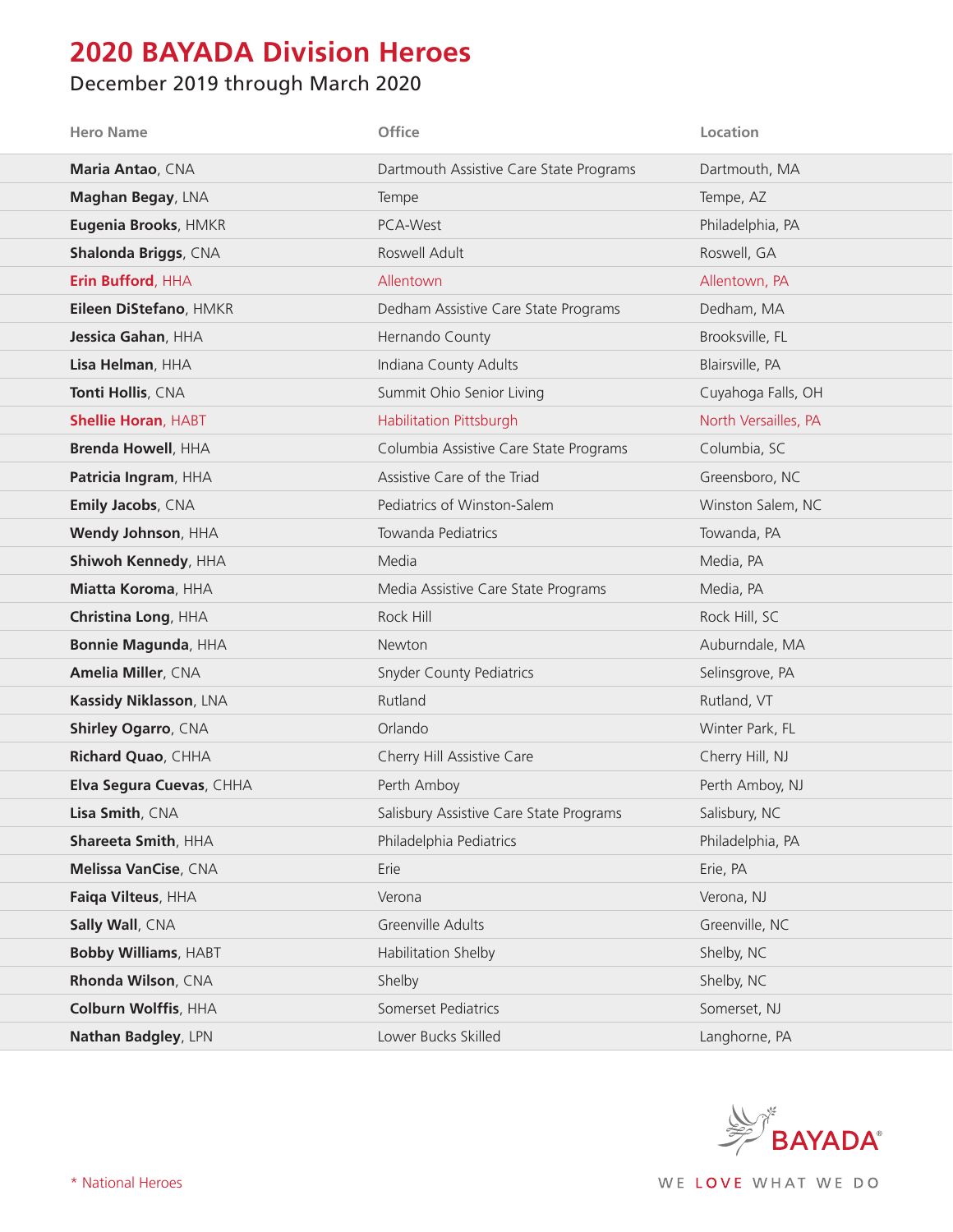# 2020 BAYADA Division Heroes

December 2019 through March 2020

| Hero Name | Office | Location |
|---|---|---|
| **Maria Antao**, CNA | Dartmouth Assistive Care State Programs | Dartmouth, MA |
| **Maghan Begay**, LNA | Tempe | Tempe, AZ |
| **Eugenia Brooks**, HMKR | PCA-West | Philadelphia, PA |
| **Shalonda Briggs**, CNA | Roswell Adult | Roswell, GA |
| **Erin Bufford**, HHA | Allentown | Allentown, PA |
| **Eileen DiStefano**, HMKR | Dedham Assistive Care State Programs | Dedham, MA |
| **Jessica Gahan**, HHA | Hernando County | Brooksville, FL |
| **Lisa Helman**, HHA | Indiana County Adults | Blairsville, PA |
| **Tonti Hollis**, CNA | Summit Ohio Senior Living | Cuyahoga Falls, OH |
| **Shellie Horan**, HABT | Habilitation Pittsburgh | North Versailles, PA |
| **Brenda Howell**, HHA | Columbia Assistive Care State Programs | Columbia, SC |
| **Patricia Ingram**, HHA | Assistive Care of the Triad | Greensboro, NC |
| **Emily Jacobs**, CNA | Pediatrics of Winston-Salem | Winston Salem, NC |
| **Wendy Johnson**, HHA | Towanda Pediatrics | Towanda, PA |
| **Shiwoh Kennedy**, HHA | Media | Media, PA |
| **Miatta Koroma**, HHA | Media Assistive Care State Programs | Media, PA |
| **Christina Long**, HHA | Rock Hill | Rock Hill, SC |
| **Bonnie Magunda**, HHA | Newton | Auburndale, MA |
| **Amelia Miller**, CNA | Snyder County Pediatrics | Selinsgrove, PA |
| **Kassidy Niklasson**, LNA | Rutland | Rutland, VT |
| **Shirley Ogarro**, CNA | Orlando | Winter Park, FL |
| **Richard Quao**, CHHA | Cherry Hill Assistive Care | Cherry Hill, NJ |
| **Elva Segura Cuevas**, CHHA | Perth Amboy | Perth Amboy, NJ |
| **Lisa Smith**, CNA | Salisbury Assistive Care State Programs | Salisbury, NC |
| **Shareeta Smith**, HHA | Philadelphia Pediatrics | Philadelphia, PA |
| **Melissa VanCise**, CNA | Erie | Erie, PA |
| **Faiqa Vilteus**, HHA | Verona | Verona, NJ |
| **Sally Wall**, CNA | Greenville Adults | Greenville, NC |
| **Bobby Williams**, HABT | Habilitation Shelby | Shelby, NC |
| **Rhonda Wilson**, CNA | Shelby | Shelby, NC |
| **Colburn Wolffis**, HHA | Somerset Pediatrics | Somerset, NJ |
| **Nathan Badgley**, LPN | Lower Bucks Skilled | Langhorne, PA |

* National Heroes

BAYADA®

WE LOVE WHAT WE DO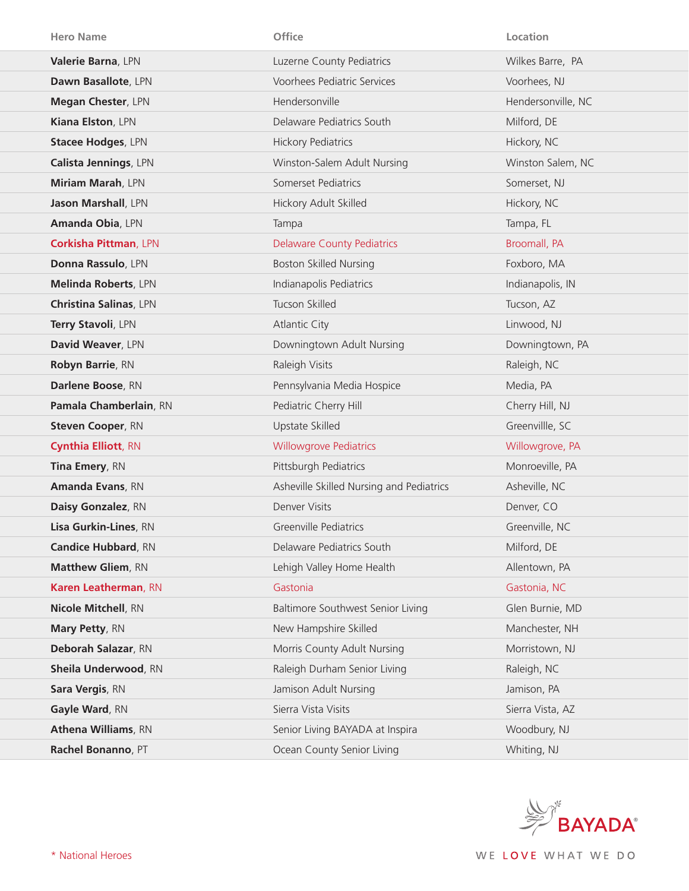| Hero Name | Office | Location |
|---|---|---|
| **Valerie Barna**, LPN | Luzerne County Pediatrics | Wilkes Barre, PA |
| **Dawn Basallote**, LPN | Voorhees Pediatric Services | Voorhees, NJ |
| **Megan Chester**, LPN | Hendersonville | Hendersonville, NC |
| **Kiana Elston**, LPN | Delaware Pediatrics South | Milford, DE |
| **Stacee Hodges**, LPN | Hickory Pediatrics | Hickory, NC |
| **Calista Jennings**, LPN | Winston-Salem Adult Nursing | Winston Salem, NC |
| **Miriam Marah**, LPN | Somerset Pediatrics | Somerset, NJ |
| **Jason Marshall**, LPN | Hickory Adult Skilled | Hickory, NC |
| **Amanda Obia**, LPN | Tampa | Tampa, FL |
| **Corkisha Pittman**, LPN | Delaware County Pediatrics | Broomall, PA |
| **Donna Rassulo**, LPN | Boston Skilled Nursing | Foxboro, MA |
| **Melinda Roberts**, LPN | Indianapolis Pediatrics | Indianapolis, IN |
| **Christina Salinas**, LPN | Tucson Skilled | Tucson, AZ |
| **Terry Stavoli**, LPN | Atlantic City | Linwood, NJ |
| **David Weaver**, LPN | Downingtown Adult Nursing | Downingtown, PA |
| **Robyn Barrie**, RN | Raleigh Visits | Raleigh, NC |
| **Darlene Boose**, RN | Pennsylvania Media Hospice | Media, PA |
| **Pamala Chamberlain**, RN | Pediatric Cherry Hill | Cherry Hill, NJ |
| **Steven Cooper**, RN | Upstate Skilled | Greenvillle, SC |
| **Cynthia Elliott**, RN | Willowgrove Pediatrics | Willowgrove, PA |
| **Tina Emery**, RN | Pittsburgh Pediatrics | Monroeville, PA |
| **Amanda Evans**, RN | Asheville Skilled Nursing and Pediatrics | Asheville, NC |
| **Daisy Gonzalez**, RN | Denver Visits | Denver, CO |
| **Lisa Gurkin-Lines**, RN | Greenville Pediatrics | Greenville, NC |
| **Candice Hubbard**, RN | Delaware Pediatrics South | Milford, DE |
| **Matthew Gliem**, RN | Lehigh Valley Home Health | Allentown, PA |
| **Karen Leatherman**, RN | Gastonia | Gastonia, NC |
| **Nicole Mitchell**, RN | Baltimore Southwest Senior Living | Glen Burnie, MD |
| **Mary Petty**, RN | New Hampshire Skilled | Manchester, NH |
| **Deborah Salazar**, RN | Morris County Adult Nursing | Morristown, NJ |
| **Sheila Underwood**, RN | Raleigh Durham Senior Living | Raleigh, NC |
| **Sara Vergis**, RN | Jamison Adult Nursing | Jamison, PA |
| **Gayle Ward**, RN | Sierra Vista Visits | Sierra Vista, AZ |
| **Athena Williams**, RN | Senior Living BAYADA at Inspira | Woodbury, NJ |
| **Rachel Bonanno**, PT | Ocean County Senior Living | Whiting, NJ |

* National Heroes

BAYADA®

WE LOVE WHAT WE DO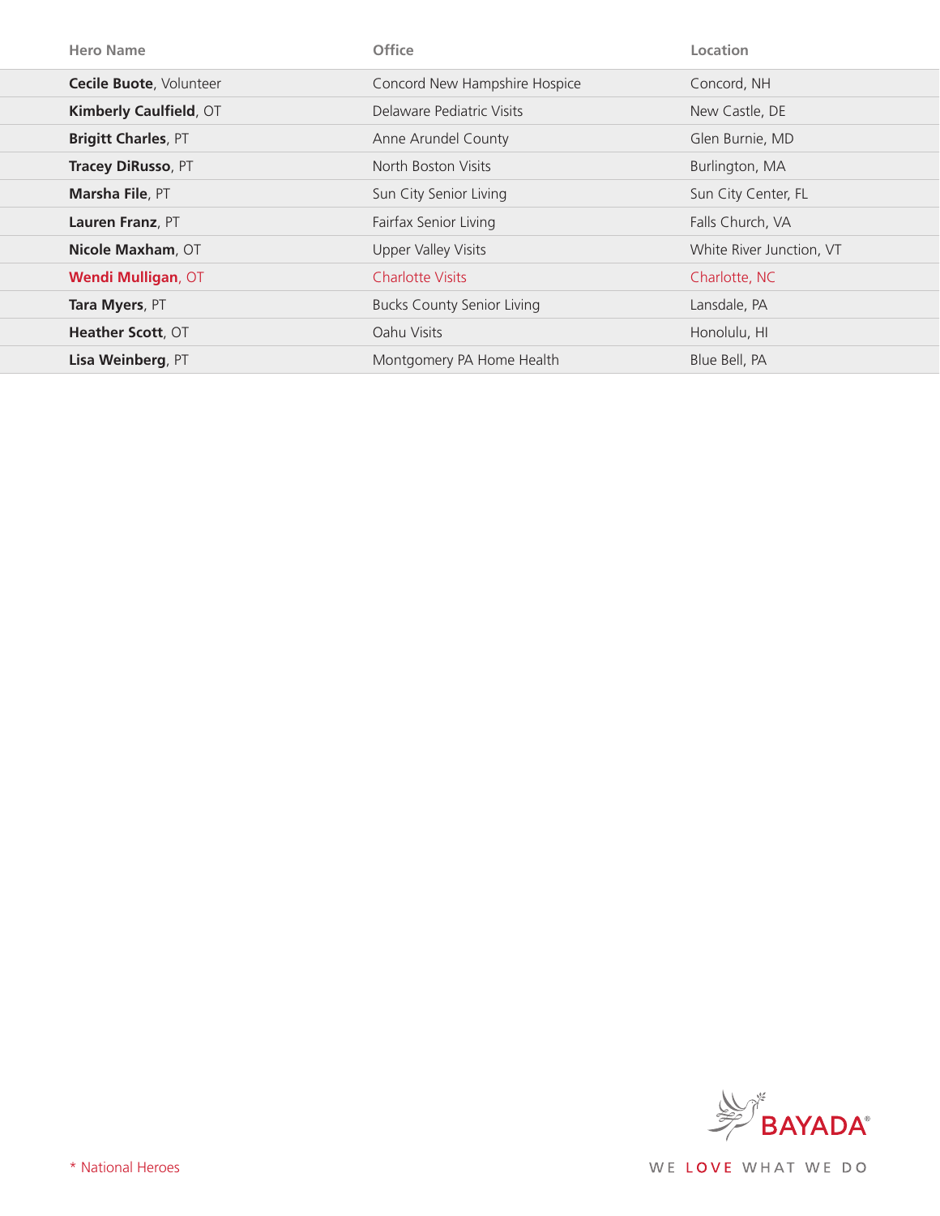| Hero Name | Office | Location |
| --- | --- | --- |
| **Cecile Buote**, Volunteer | Concord New Hampshire Hospice | Concord, NH |
| **Kimberly Caulfield**, OT | Delaware Pediatric Visits | New Castle, DE |
| **Brigitt Charles**, PT | Anne Arundel County | Glen Burnie, MD |
| **Tracey DiRusso**, PT | North Boston Visits | Burlington, MA |
| **Marsha File**, PT | Sun City Senior Living | Sun City Center, FL |
| **Lauren Franz**, PT | Fairfax Senior Living | Falls Church, VA |
| **Nicole Maxham**, OT | Upper Valley Visits | White River Junction, VT |
| **Wendi Mulligan**, OT | Charlotte Visits | Charlotte, NC |
| **Tara Myers**, PT | Bucks County Senior Living | Lansdale, PA |
| **Heather Scott**, OT | Oahu Visits | Honolulu, HI |
| **Lisa Weinberg**, PT | Montgomery PA Home Health | Blue Bell, PA |

* National Heroes

BAYADA®

WE LOVE WHAT WE DO